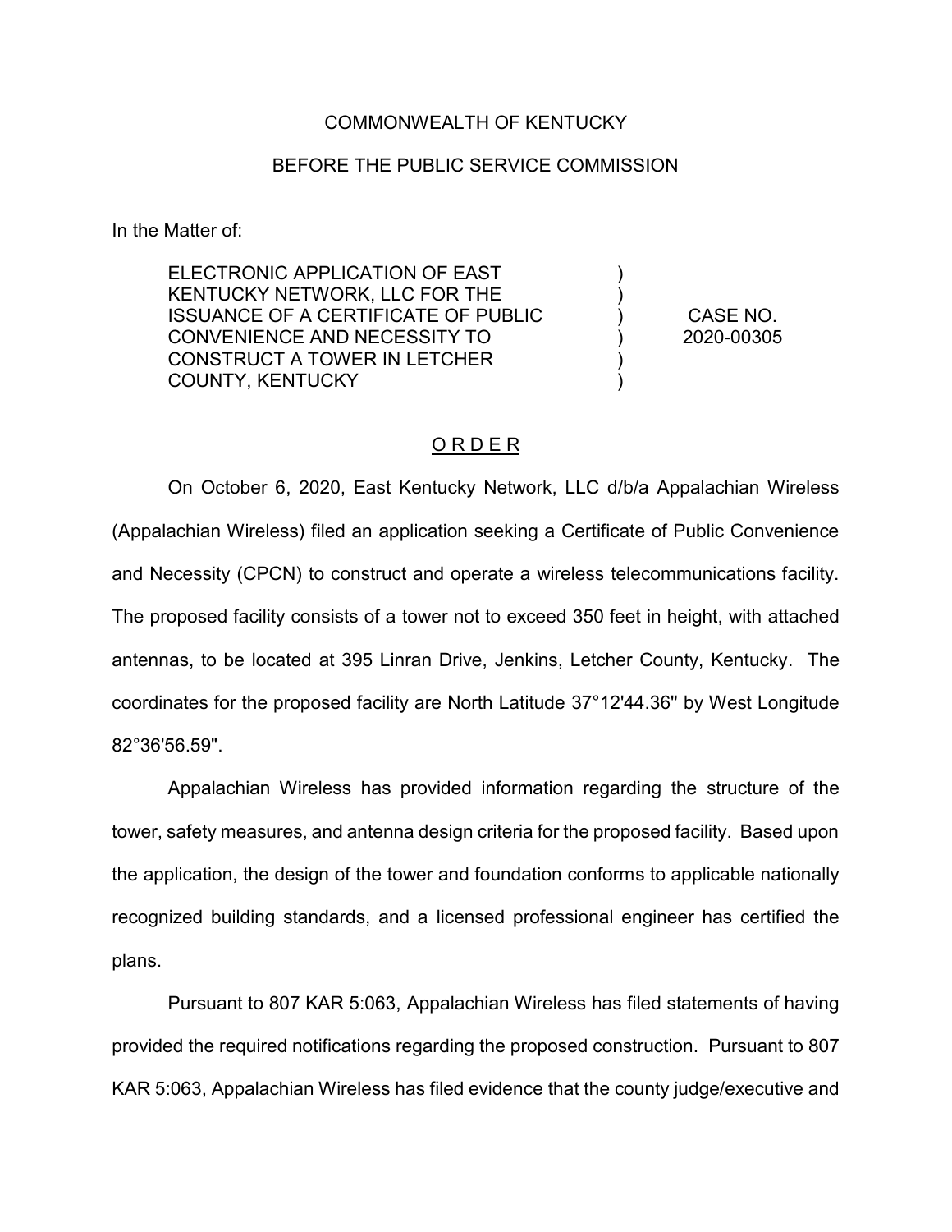COMMONWEALTH OF KENTUCKY

BEFORE THE PUBLIC SERVICE COMMISSION

In the Matter of:

| | | |
|---|---|---|
| ELECTRONIC APPLICATION OF EAST KENTUCKY NETWORK, LLC FOR THE ISSUANCE OF A CERTIFICATE OF PUBLIC CONVENIENCE AND NECESSITY TO CONSTRUCT A TOWER IN LETCHER COUNTY, KENTUCKY | ) ) ) ) ) ) | CASE NO. 2020-00305 |

O R D E R

On October 6, 2020, East Kentucky Network, LLC d/b/a Appalachian Wireless (Appalachian Wireless) filed an application seeking a Certificate of Public Convenience and Necessity (CPCN) to construct and operate a wireless telecommunications facility. The proposed facility consists of a tower not to exceed 350 feet in height, with attached antennas, to be located at 395 Linran Drive, Jenkins, Letcher County, Kentucky. The coordinates for the proposed facility are North Latitude 37°12'44.36" by West Longitude 82°36'56.59".

Appalachian Wireless has provided information regarding the structure of the tower, safety measures, and antenna design criteria for the proposed facility. Based upon the application, the design of the tower and foundation conforms to applicable nationally recognized building standards, and a licensed professional engineer has certified the plans.

Pursuant to 807 KAR 5:063, Appalachian Wireless has filed statements of having provided the required notifications regarding the proposed construction. Pursuant to 807 KAR 5:063, Appalachian Wireless has filed evidence that the county judge/executive and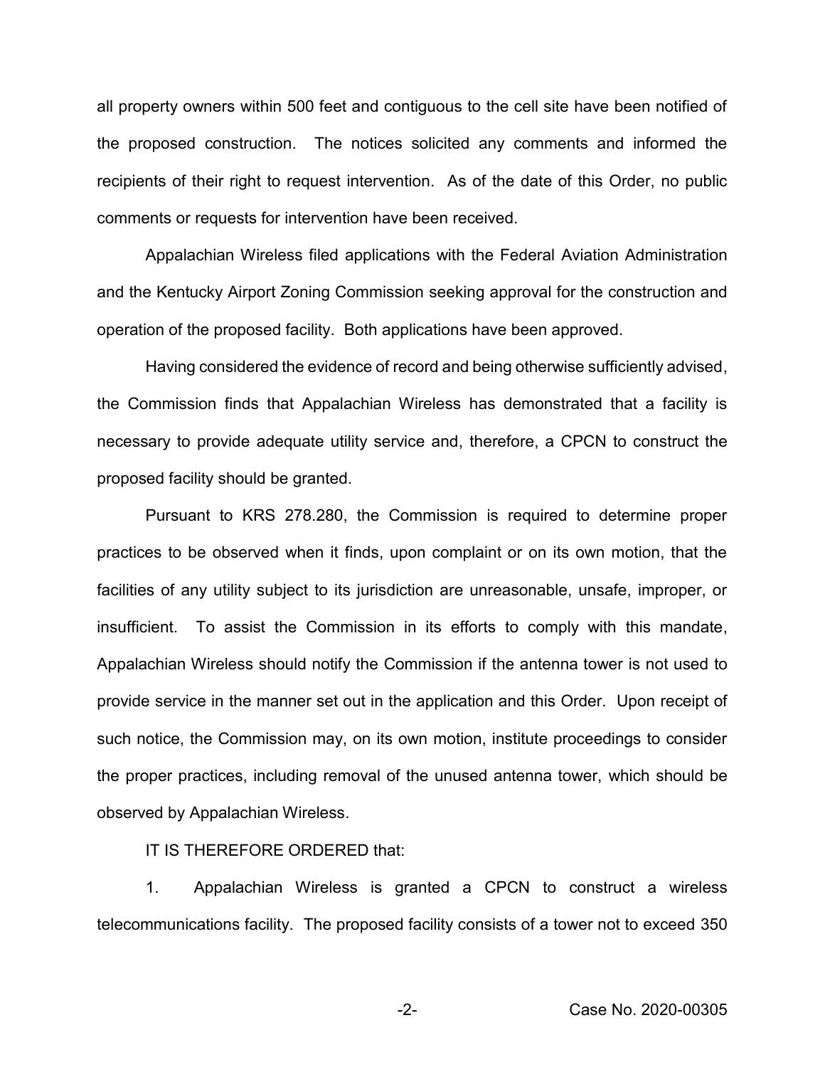all property owners within 500 feet and contiguous to the cell site have been notified of the proposed construction. The notices solicited any comments and informed the recipients of their right to request intervention. As of the date of this Order, no public comments or requests for intervention have been received.

Appalachian Wireless filed applications with the Federal Aviation Administration and the Kentucky Airport Zoning Commission seeking approval for the construction and operation of the proposed facility. Both applications have been approved.

Having considered the evidence of record and being otherwise sufficiently advised, the Commission finds that Appalachian Wireless has demonstrated that a facility is necessary to provide adequate utility service and, therefore, a CPCN to construct the proposed facility should be granted.

Pursuant to KRS 278.280, the Commission is required to determine proper practices to be observed when it finds, upon complaint or on its own motion, that the facilities of any utility subject to its jurisdiction are unreasonable, unsafe, improper, or insufficient. To assist the Commission in its efforts to comply with this mandate, Appalachian Wireless should notify the Commission if the antenna tower is not used to provide service in the manner set out in the application and this Order. Upon receipt of such notice, the Commission may, on its own motion, institute proceedings to consider the proper practices, including removal of the unused antenna tower, which should be observed by Appalachian Wireless.

IT IS THEREFORE ORDERED that:

1. Appalachian Wireless is granted a CPCN to construct a wireless telecommunications facility. The proposed facility consists of a tower not to exceed 350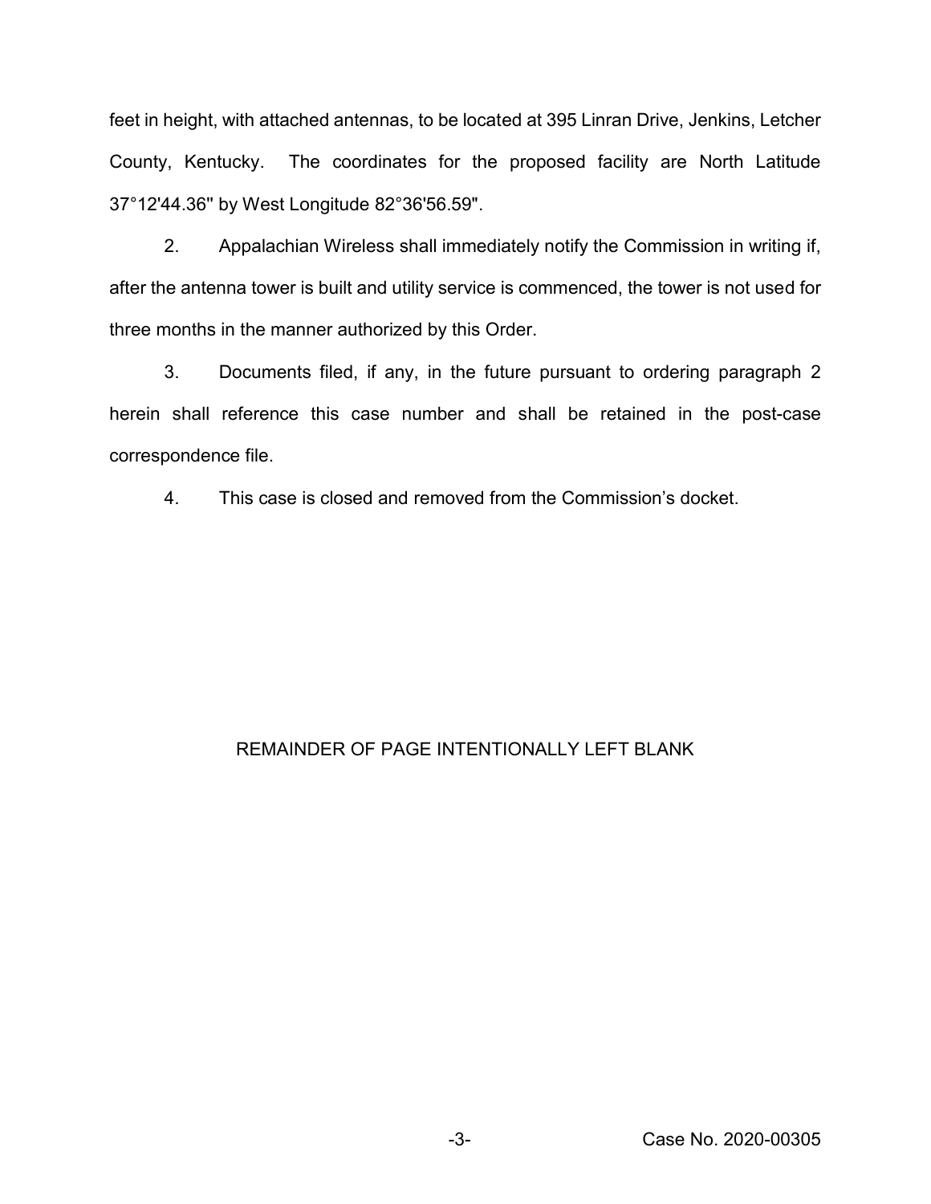feet in height, with attached antennas, to be located at 395 Linran Drive, Jenkins, Letcher County, Kentucky. The coordinates for the proposed facility are North Latitude 37°12'44.36" by West Longitude 82°36'56.59".

2. Appalachian Wireless shall immediately notify the Commission in writing if, after the antenna tower is built and utility service is commenced, the tower is not used for three months in the manner authorized by this Order.

3. Documents filed, if any, in the future pursuant to ordering paragraph 2 herein shall reference this case number and shall be retained in the post-case correspondence file.

4. This case is closed and removed from the Commission's docket.

REMAINDER OF PAGE INTENTIONALLY LEFT BLANK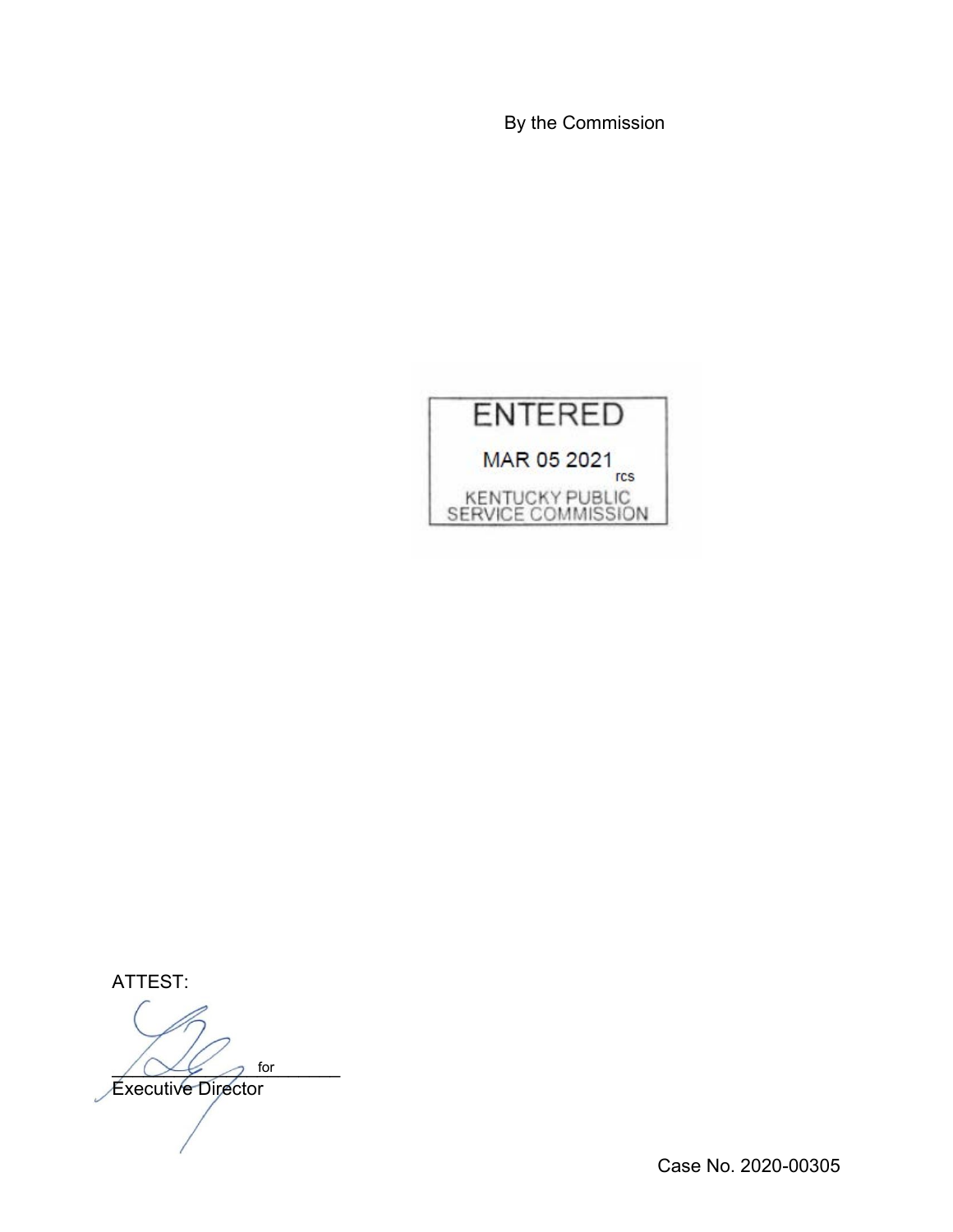By the Commission

ENTERED

MAR 05 2021

rcs

KENTUCKY PUBLIC SERVICE COMMISSION

ATTEST:

\_\_\_\_\_\_\_\_\_\_\_\_\_\_\_\_ for

Executive Director

Case No. 2020-00305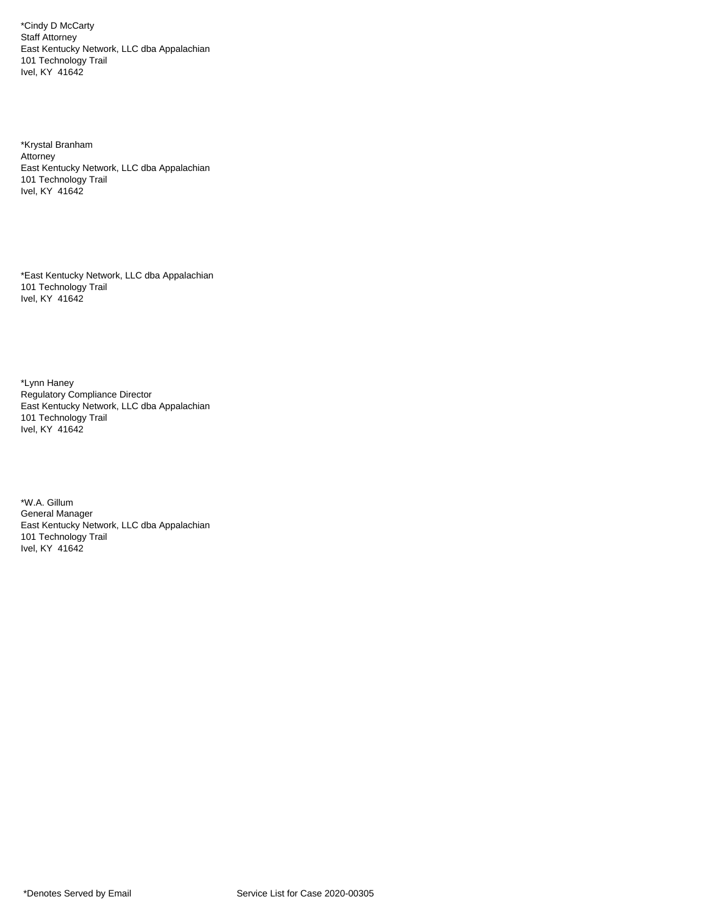*Cindy D McCarty
Staff Attorney
East Kentucky Network, LLC dba Appalachian
101 Technology Trail
Ivel, KY 41642

*Krystal Branham
Attorney
East Kentucky Network, LLC dba Appalachian
101 Technology Trail
Ivel, KY 41642

*East Kentucky Network, LLC dba Appalachian
101 Technology Trail
Ivel, KY 41642

*Lynn Haney
Regulatory Compliance Director
East Kentucky Network, LLC dba Appalachian
101 Technology Trail
Ivel, KY 41642

*W.A. Gillum
General Manager
East Kentucky Network, LLC dba Appalachian
101 Technology Trail
Ivel, KY 41642